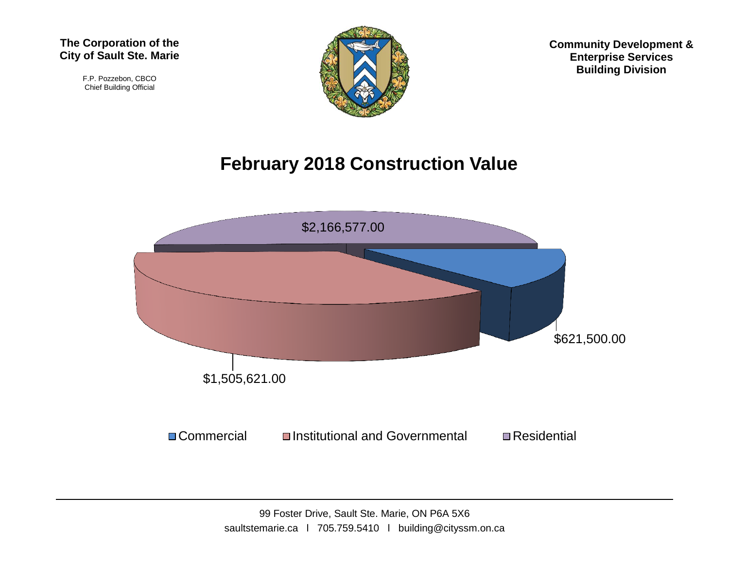**The Corporation of the City of Sault Ste. Marie**

F.P. Pozzebon, CBCO
Chief Building Official

**Community Development & Enterprise Services Building Division**

# February 2018 Construction Value

$2,166,577.00

$621,500.00

$1,505,621.00

Commercial | Institutional and Governmental | Residential

99 Foster Drive, Sault Ste. Marie, ON P6A 5X6
saultstemarie.ca l 705.759.5410 l building@cityssm.on.ca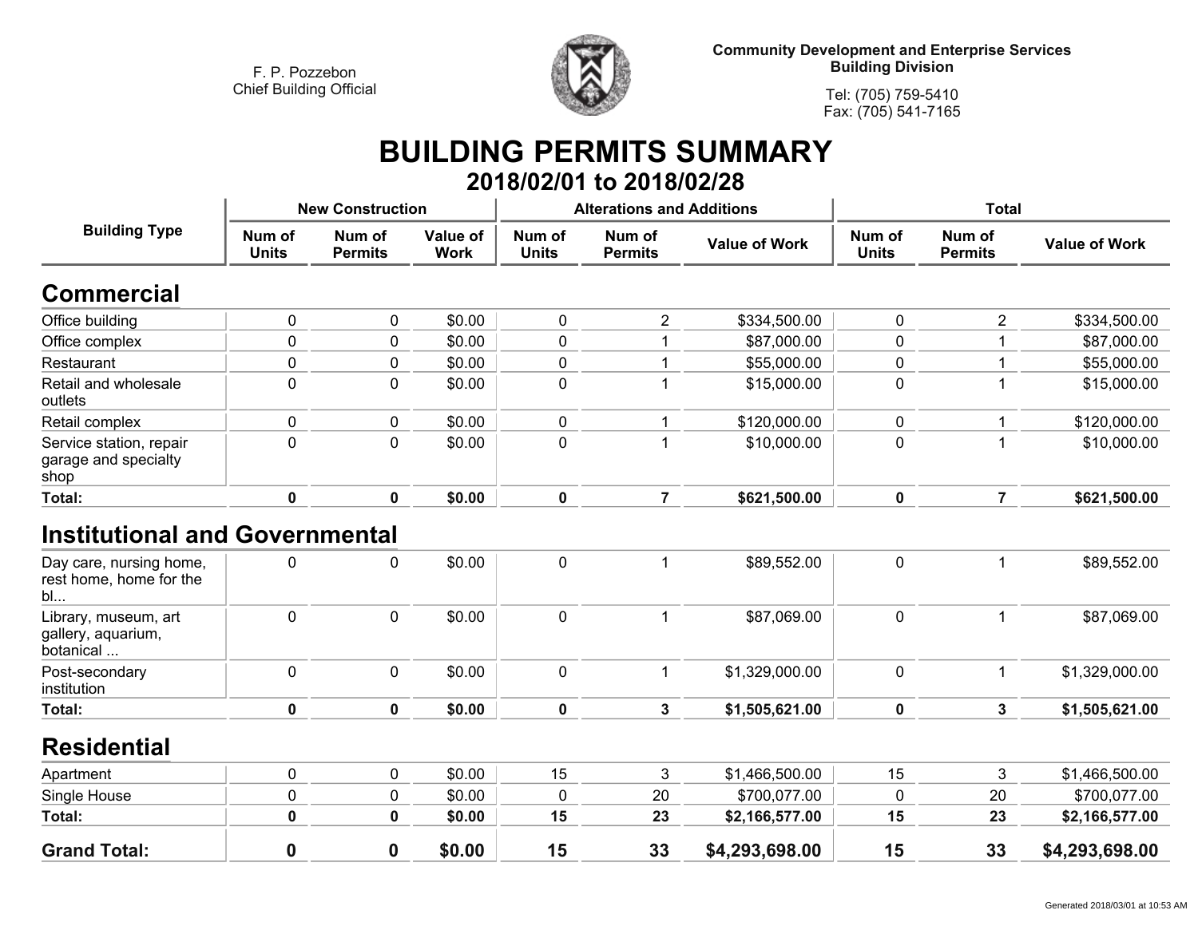F. P. Pozzebon
Chief Building Official

**Community Development and Enterprise Services**
**Building Division**

Tel: (705) 759-5410
Fax: (705) 541-7165

# BUILDING PERMITS SUMMARY

## 2018/02/01 to 2018/02/28

| Building Type | New Construction | | | Alterations and Additions | | | Total | | |
|---|---|---|---|---|---|---|---|---|---|
| | Num of Units | Num of Permits | Value of Work | Num of Units | Num of Permits | Value of Work | Num of Units | Num of Permits | Value of Work |
| **Commercial** | | | | | | | | | |
| Office building | 0 | 0 | $0.00 | 0 | 2 | $334,500.00 | 0 | 2 | $334,500.00 |
| Office complex | 0 | 0 | $0.00 | 0 | 1 | $87,000.00 | 0 | 1 | $87,000.00 |
| Restaurant | 0 | 0 | $0.00 | 0 | 1 | $55,000.00 | 0 | 1 | $55,000.00 |
| Retail and wholesale outlets | 0 | 0 | $0.00 | 0 | 1 | $15,000.00 | 0 | 1 | $15,000.00 |
| Retail complex | 0 | 0 | $0.00 | 0 | 1 | $120,000.00 | 0 | 1 | $120,000.00 |
| Service station, repair garage and specialty shop | 0 | 0 | $0.00 | 0 | 1 | $10,000.00 | 0 | 1 | $10,000.00 |
| **Total:** | **0** | **0** | **$0.00** | **0** | **7** | **$621,500.00** | **0** | **7** | **$621,500.00** |
| **Institutional and Governmental** | | | | | | | | | |
| Day care, nursing home, rest home, home for the bl... | 0 | 0 | $0.00 | 0 | 1 | $89,552.00 | 0 | 1 | $89,552.00 |
| Library, museum, art gallery, aquarium, botanical ... | 0 | 0 | $0.00 | 0 | 1 | $87,069.00 | 0 | 1 | $87,069.00 |
| Post-secondary institution | 0 | 0 | $0.00 | 0 | 1 | $1,329,000.00 | 0 | 1 | $1,329,000.00 |
| **Total:** | **0** | **0** | **$0.00** | **0** | **3** | **$1,505,621.00** | **0** | **3** | **$1,505,621.00** |
| **Residential** | | | | | | | | | |
| Apartment | 0 | 0 | $0.00 | 15 | 3 | $1,466,500.00 | 15 | 3 | $1,466,500.00 |
| Single House | 0 | 0 | $0.00 | 0 | 20 | $700,077.00 | 0 | 20 | $700,077.00 |
| **Total:** | **0** | **0** | **$0.00** | **15** | **23** | **$2,166,577.00** | **15** | **23** | **$2,166,577.00** |
| **Grand Total:** | **0** | **0** | **$0.00** | **15** | **33** | **$4,293,698.00** | **15** | **33** | **$4,293,698.00** |

Generated 2018/03/01 at 10:53 AM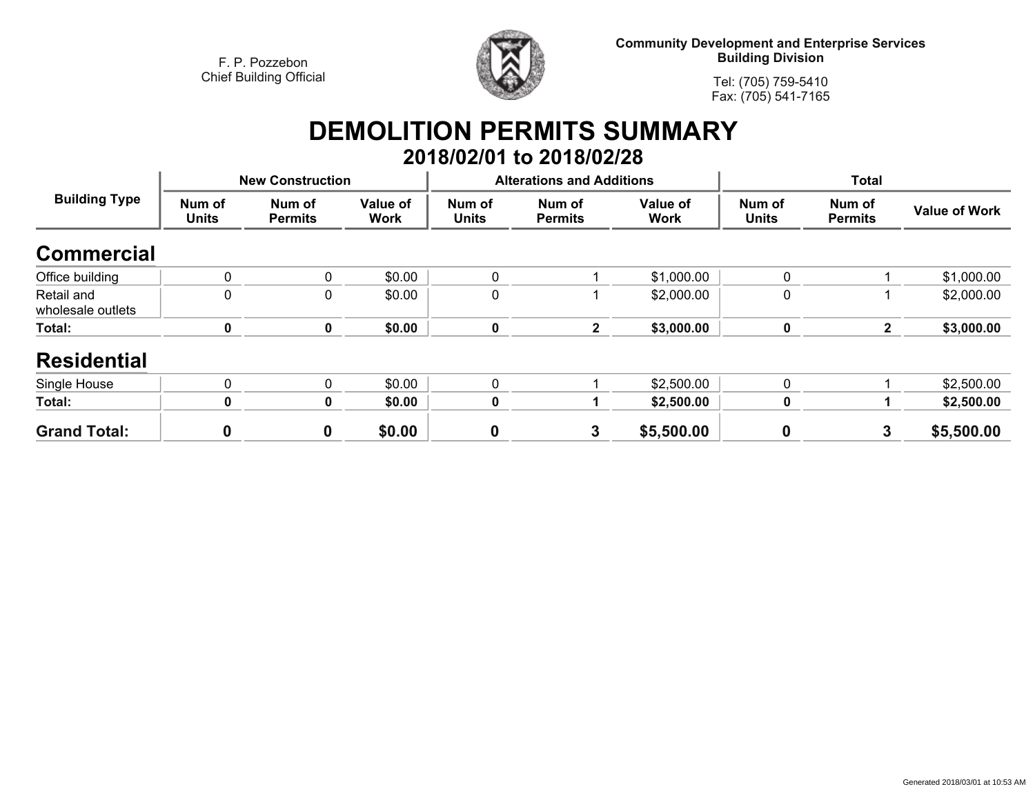F. P. Pozzebon
Chief Building Official

**Community Development and Enterprise Services**
**Building Division**

Tel: (705) 759-5410
Fax: (705) 541-7165

# DEMOLITION PERMITS SUMMARY
## 2018/02/01 to 2018/02/28

| Building Type | New Construction | | | Alterations and Additions | | | Total | | |
|---|---|---|---|---|---|---|---|---|---|
| | Num of Units | Num of Permits | Value of Work | Num of Units | Num of Permits | Value of Work | Num of Units | Num of Permits | Value of Work |
| **Commercial** | | | | | | | | | |
| Office building | 0 | 0 | $0.00 | 0 | 1 | $1,000.00 | 0 | 1 | $1,000.00 |
| Retail and wholesale outlets | 0 | 0 | $0.00 | 0 | 1 | $2,000.00 | 0 | 1 | $2,000.00 |
| **Total:** | **0** | **0** | **$0.00** | **0** | **2** | **$3,000.00** | **0** | **2** | **$3,000.00** |
| **Residential** | | | | | | | | | |
| Single House | 0 | 0 | $0.00 | 0 | 1 | $2,500.00 | 0 | 1 | $2,500.00 |
| **Total:** | **0** | **0** | **$0.00** | **0** | **1** | **$2,500.00** | **0** | **1** | **$2,500.00** |
| **Grand Total:** | **0** | **0** | **$0.00** | **0** | **3** | **$5,500.00** | **0** | **3** | **$5,500.00** |

Generated 2018/03/01 at 10:53 AM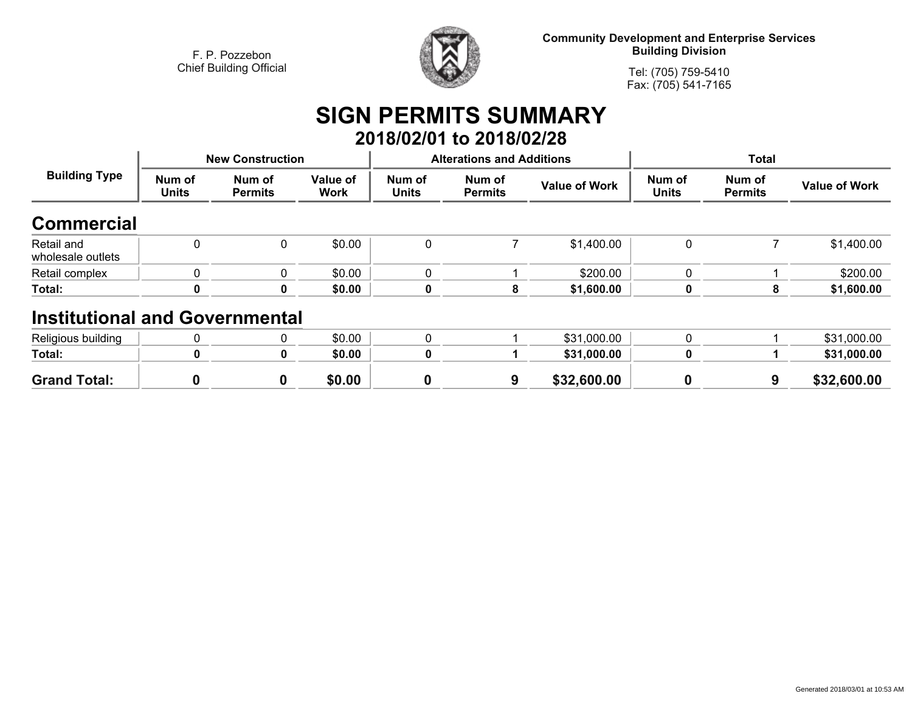F. P. Pozzebon
Chief Building Official

**Community Development and Enterprise Services**
**Building Division**

Tel: (705) 759-5410
Fax: (705) 541-7165

# SIGN PERMITS SUMMARY

## 2018/02/01 to 2018/02/28

| Building Type | New Construction | | | Alterations and Additions | | | Total | | |
|---|---|---|---|---|---|---|---|---|---|
| | Num of Units | Num of Permits | Value of Work | Num of Units | Num of Permits | Value of Work | Num of Units | Num of Permits | Value of Work |
| **Commercial** | | | | | | | | | |
| Retail and wholesale outlets | 0 | 0 | $0.00 | 0 | 7 | $1,400.00 | 0 | 7 | $1,400.00 |
| Retail complex | 0 | 0 | $0.00 | 0 | 1 | $200.00 | 0 | 1 | $200.00 |
| **Total:** | **0** | **0** | **$0.00** | **0** | **8** | **$1,600.00** | **0** | **8** | **$1,600.00** |
| **Institutional and Governmental** | | | | | | | | | |
| Religious building | 0 | 0 | $0.00 | 0 | 1 | $31,000.00 | 0 | 1 | $31,000.00 |
| **Total:** | **0** | **0** | **$0.00** | **0** | **1** | **$31,000.00** | **0** | **1** | **$31,000.00** |
| **Grand Total:** | **0** | **0** | **$0.00** | **0** | **9** | **$32,600.00** | **0** | **9** | **$32,600.00** |

Generated 2018/03/01 at 10:53 AM